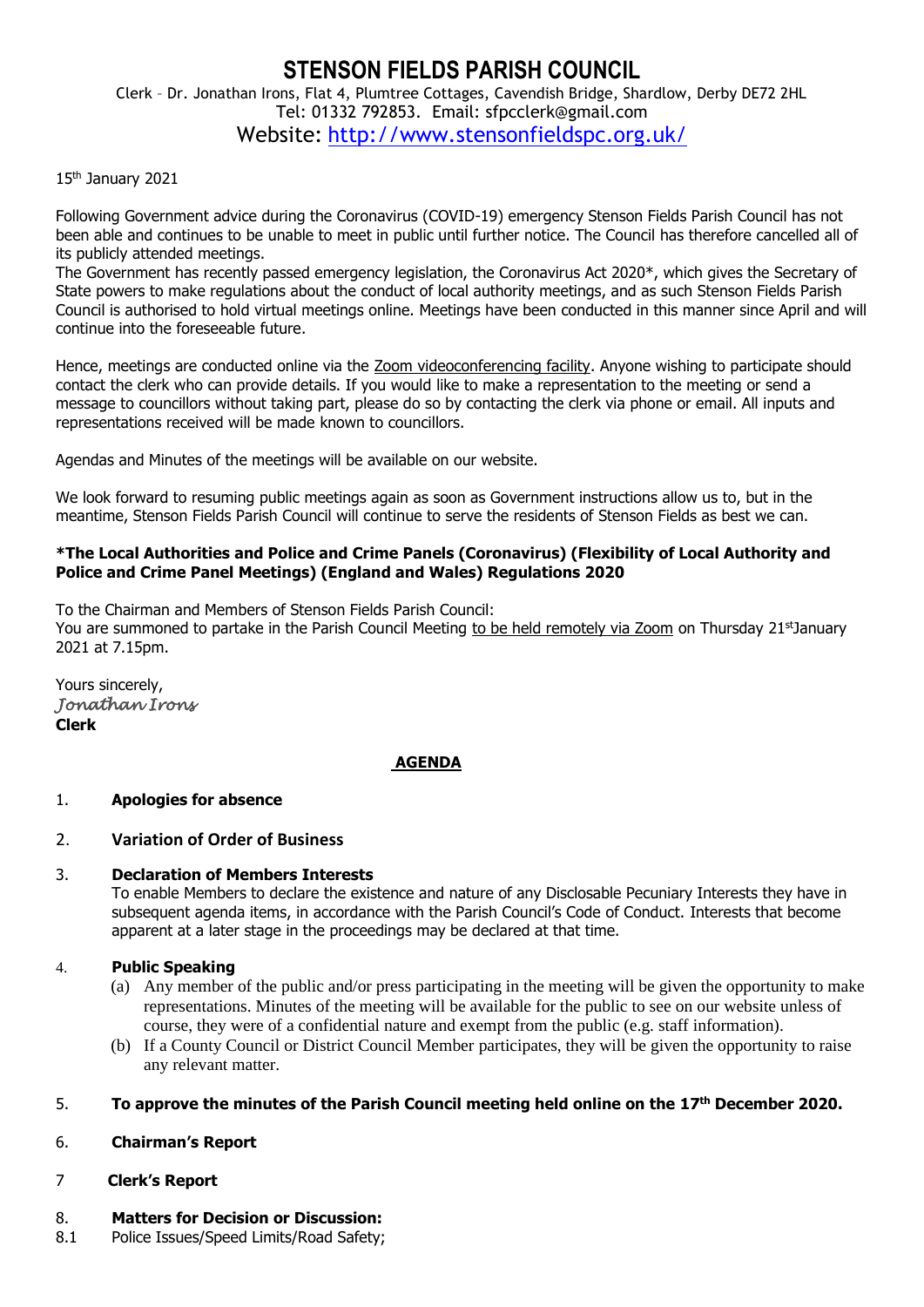# STENSON FIELDS PARISH COUNCIL

Clerk – Dr. Jonathan Irons, Flat 4, Plumtree Cottages, Cavendish Bridge, Shardlow, Derby DE72 2HL
Tel: 01332 792853. Email: sfpcclerk@gmail.com
Website: http://www.stensonfieldspc.org.uk/

15th January 2021

Following Government advice during the Coronavirus (COVID-19) emergency Stenson Fields Parish Council has not been able and continues to be unable to meet in public until further notice. The Council has therefore cancelled all of its publicly attended meetings.
The Government has recently passed emergency legislation, the Coronavirus Act 2020*, which gives the Secretary of State powers to make regulations about the conduct of local authority meetings, and as such Stenson Fields Parish Council is authorised to hold virtual meetings online. Meetings have been conducted in this manner since April and will continue into the foreseeable future.

Hence, meetings are conducted online via the Zoom videoconferencing facility. Anyone wishing to participate should contact the clerk who can provide details. If you would like to make a representation to the meeting or send a message to councillors without taking part, please do so by contacting the clerk via phone or email. All inputs and representations received will be made known to councillors.

Agendas and Minutes of the meetings will be available on our website.

We look forward to resuming public meetings again as soon as Government instructions allow us to, but in the meantime, Stenson Fields Parish Council will continue to serve the residents of Stenson Fields as best we can.

**\*The Local Authorities and Police and Crime Panels (Coronavirus) (Flexibility of Local Authority and Police and Crime Panel Meetings) (England and Wales) Regulations 2020**

To the Chairman and Members of Stenson Fields Parish Council:
You are summoned to partake in the Parish Council Meeting to be held remotely via Zoom on Thursday 21st January 2021 at 7.15pm.

Yours sincerely,
*Jonathan Irons*
**Clerk**

## AGENDA

1. **Apologies for absence**

2. **Variation of Order of Business**

3. **Declaration of Members Interests**
   To enable Members to declare the existence and nature of any Disclosable Pecuniary Interests they have in subsequent agenda items, in accordance with the Parish Council's Code of Conduct. Interests that become apparent at a later stage in the proceedings may be declared at that time.

4. **Public Speaking**
   (a) Any member of the public and/or press participating in the meeting will be given the opportunity to make representations. Minutes of the meeting will be available for the public to see on our website unless of course, they were of a confidential nature and exempt from the public (e.g. staff information).
   (b) If a County Council or District Council Member participates, they will be given the opportunity to raise any relevant matter.

5. **To approve the minutes of the Parish Council meeting held online on the 17th December 2020.**

6. **Chairman's Report**

7. **Clerk's Report**

8. **Matters for Decision or Discussion:**

8.1 Police Issues/Speed Limits/Road Safety;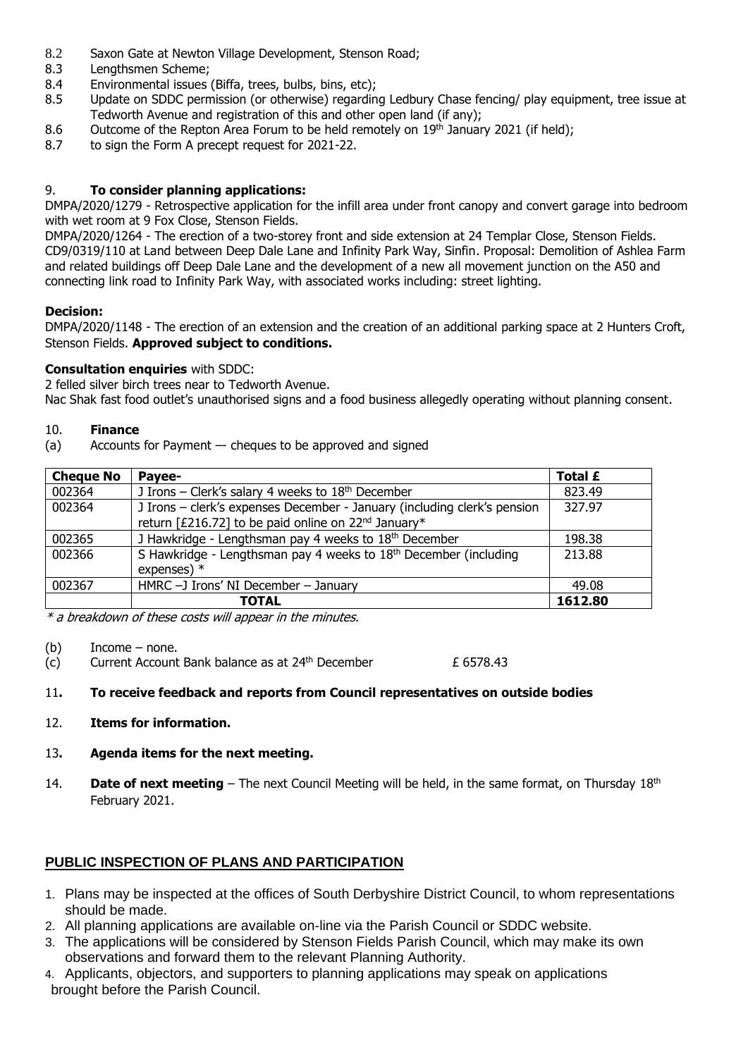8.2 Saxon Gate at Newton Village Development, Stenson Road;
8.3 Lengthsmen Scheme;
8.4 Environmental issues (Biffa, trees, bulbs, bins, etc);
8.5 Update on SDDC permission (or otherwise) regarding Ledbury Chase fencing/ play equipment, tree issue at Tedworth Avenue and registration of this and other open land (if any);
8.6 Outcome of the Repton Area Forum to be held remotely on 19th January 2021 (if held);
8.7 to sign the Form A precept request for 2021-22.

9. **To consider planning applications:**

DMPA/2020/1279 - Retrospective application for the infill area under front canopy and convert garage into bedroom with wet room at 9 Fox Close, Stenson Fields.
DMPA/2020/1264 - The erection of a two-storey front and side extension at 24 Templar Close, Stenson Fields.
CD9/0319/110 at Land between Deep Dale Lane and Infinity Park Way, Sinfin. Proposal: Demolition of Ashlea Farm and related buildings off Deep Dale Lane and the development of a new all movement junction on the A50 and connecting link road to Infinity Park Way, with associated works including: street lighting.

**Decision:**

DMPA/2020/1148 - The erection of an extension and the creation of an additional parking space at 2 Hunters Croft, Stenson Fields. **Approved subject to conditions.**

**Consultation enquiries** with SDDC:

2 felled silver birch trees near to Tedworth Avenue.
Nac Shak fast food outlet's unauthorised signs and a food business allegedly operating without planning consent.

10. **Finance**

(a) Accounts for Payment –- cheques to be approved and signed

| Cheque No | Payee- | Total £ |
|---|---|---|
| 002364 | J Irons – Clerk's salary 4 weeks to 18th December | 823.49 |
| 002364 | J Irons – clerk's expenses December - January (including clerk's pension return [£216.72] to be paid online on 22nd January* | 327.97 |
| 002365 | J Hawkridge - Lengthsman pay 4 weeks to 18th December | 198.38 |
| 002366 | S Hawkridge - Lengthsman pay 4 weeks to 18th December (including expenses) * | 213.88 |
| 002367 | HMRC –J Irons' NI December – January | 49.08 |
| | **TOTAL** | **1612.80** |

*\* a breakdown of these costs will appear in the minutes.*

(b) Income – none.
(c) Current Account Bank balance as at 24th December £ 6578.43

11**. To receive feedback and reports from Council representatives on outside bodies**

12. **Items for information.**

13**. Agenda items for the next meeting.**

14. **Date of next meeting** – The next Council Meeting will be held, in the same format, on Thursday 18th February 2021.

## PUBLIC INSPECTION OF PLANS AND PARTICIPATION

1. Plans may be inspected at the offices of South Derbyshire District Council, to whom representations should be made.
2. All planning applications are available on-line via the Parish Council or SDDC website.
3. The applications will be considered by Stenson Fields Parish Council, which may make its own observations and forward them to the relevant Planning Authority.
4. Applicants, objectors, and supporters to planning applications may speak on applications brought before the Parish Council.